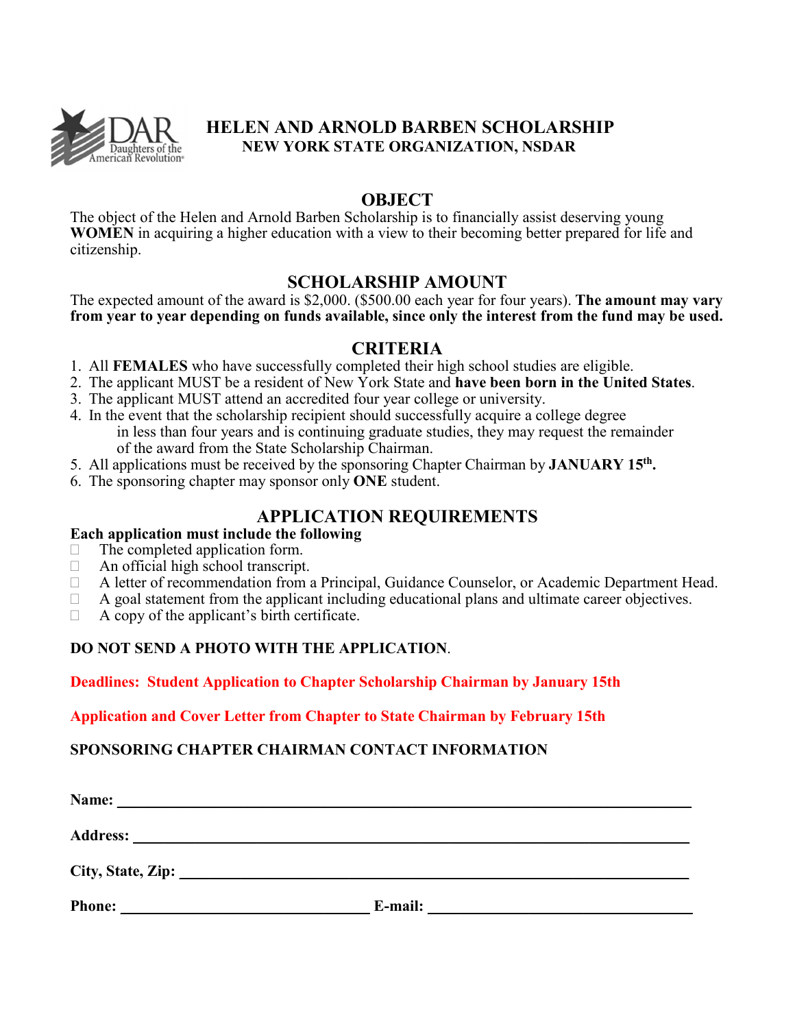# HELEN AND ARNOLD BARBEN SCHOLARSHIP

**NEW YORK STATE ORGANIZATION, NSDAR**

## OBJECT

The object of the Helen and Arnold Barben Scholarship is to financially assist deserving young **WOMEN** in acquiring a higher education with a view to their becoming better prepared for life and citizenship.

## SCHOLARSHIP AMOUNT

The expected amount of the award is $2,000. ($500.00 each year for four years). **The amount may vary from year to year depending on funds available, since only the interest from the fund may be used.**

## CRITERIA

1. All **FEMALES** who have successfully completed their high school studies are eligible.
2. The applicant MUST be a resident of New York State and **have been born in the United States**.
3. The applicant MUST attend an accredited four year college or university.
4. In the event that the scholarship recipient should successfully acquire a college degree in less than four years and is continuing graduate studies, they may request the remainder of the award from the State Scholarship Chairman.
5. All applications must be received by the sponsoring Chapter Chairman by **JANUARY 15th.**
6. The sponsoring chapter may sponsor only **ONE** student.

## APPLICATION REQUIREMENTS

**Each application must include the following**

- The completed application form.
- An official high school transcript.
- A letter of recommendation from a Principal, Guidance Counselor, or Academic Department Head.
- A goal statement from the applicant including educational plans and ultimate career objectives.
- A copy of the applicant's birth certificate.

**DO NOT SEND A PHOTO WITH THE APPLICATION**.

**Deadlines: Student Application to Chapter Scholarship Chairman by January 15th**

**Application and Cover Letter from Chapter to State Chairman by February 15th**

**SPONSORING CHAPTER CHAIRMAN CONTACT INFORMATION**

**Name:** ______________________________________________

**Address:** ______________________________________________

**City, State, Zip:** ______________________________________________

**Phone:** ______________________ **E-mail:** ______________________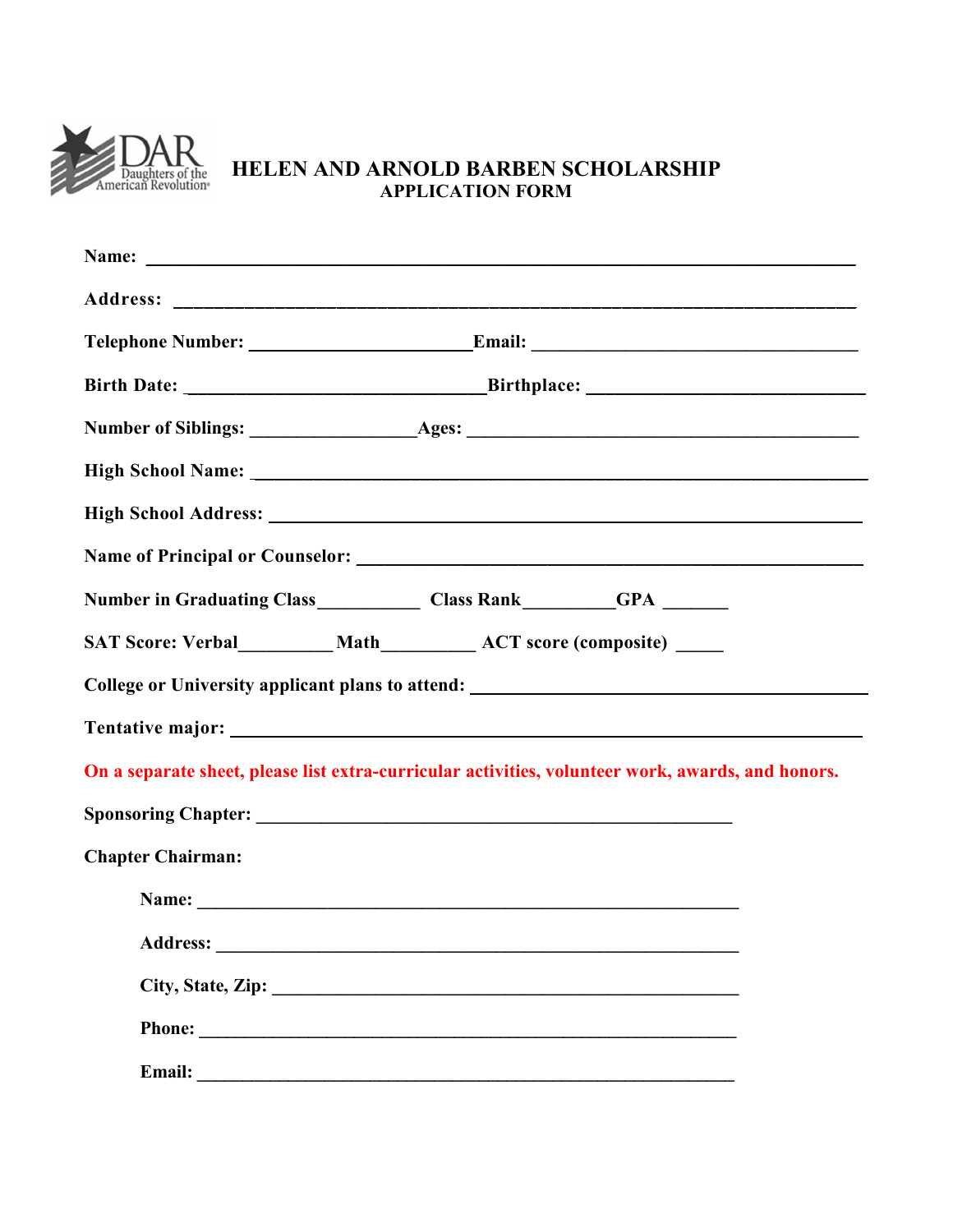DAR Daughters of the American Revolution

# HELEN AND ARNOLD BARBEN SCHOLARSHIP

## APPLICATION FORM

**Name:** ______________________________________________________________

**Address:** ____________________________________________________________

**Telephone Number:** ______________________ **Email:** _________________________________

**Birth Date:** ______________________________ **Birthplace:** ___________________________

**Number of Siblings:** ________________ **Ages:** ________________________________________

**High School Name:** _________________________________________________________

**High School Address:** _______________________________________________________

**Name of Principal or Counselor:** ______________________________________________

**Number in Graduating Class** __________ **Class Rank** _________ **GPA** _______

**SAT Score: Verbal** _________ **Math** _________ **ACT score (composite)** _____

**College or University applicant plans to attend:** ___________________________________

**Tentative major:** ____________________________________________________________

**On a separate sheet, please list extra-curricular activities, volunteer work, awards, and honors.**

**Sponsoring Chapter:** _______________________________________________

**Chapter Chairman:**

- **Name:** _________________________________________________
- **Address:** _______________________________________________
- **City, State, Zip:** _________________________________________
- **Phone:** _________________________________________________
- **Email:** _________________________________________________